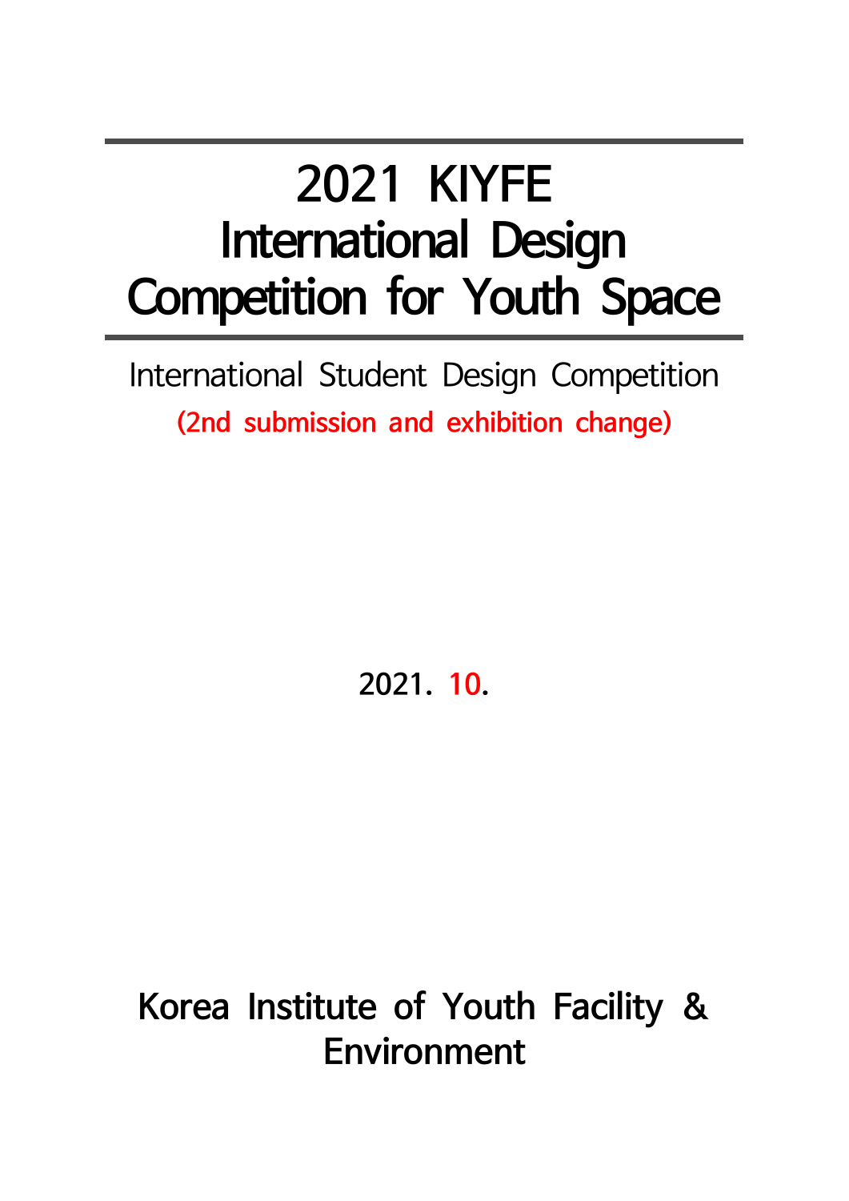# 2021 KIYFE International Design Competition for Youth Space

International Student Design Competition

(2nd submission and exhibition change)

2021. 10.

**Korea Institute of Youth Facility & Environment**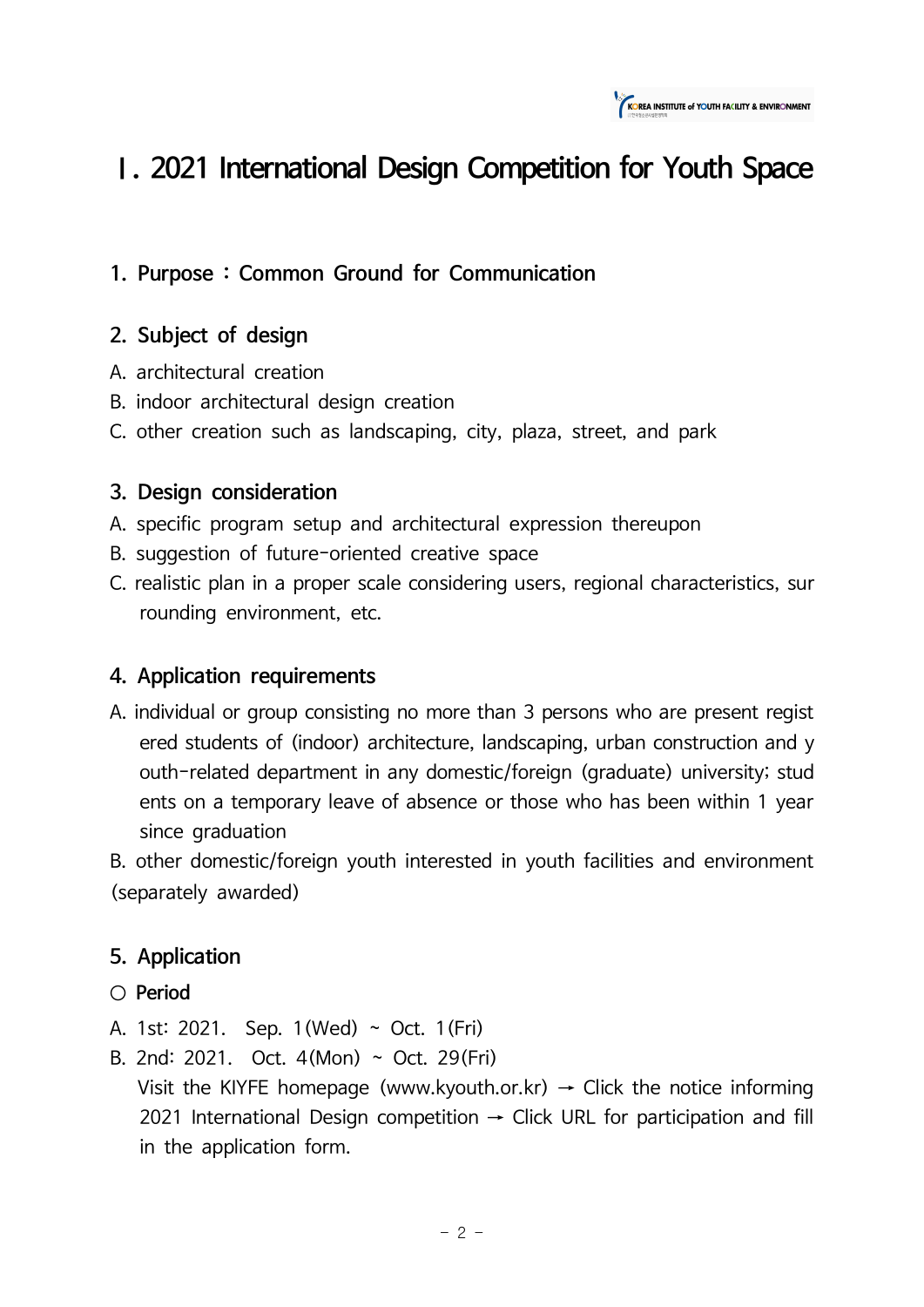# Ⅰ. 2021 International Design Competition for Youth Space

## 1. Purpose : Common Ground for Communication

## 2. Subject of design

A. architectural creation

B. indoor architectural design creation

C. other creation such as landscaping, city, plaza, street, and park

## 3. Design consideration

A. specific program setup and architectural expression thereupon

B. suggestion of future-oriented creative space

C. realistic plan in a proper scale considering users, regional characteristics, surrounding environment, etc.

## 4. Application requirements

A. individual or group consisting no more than 3 persons who are present registered students of (indoor) architecture, landscaping, urban construction and youth-related department in any domestic/foreign (graduate) university; students on a temporary leave of absence or those who has been within 1 year since graduation

B. other domestic/foreign youth interested in youth facilities and environment (separately awarded)

## 5. Application

○ **Period**

A. 1st: 2021. Sep. 1(Wed) ~ Oct. 1(Fri)

B. 2nd: 2021. Oct. 4(Mon) ~ Oct. 29(Fri)

Visit the KIYFE homepage (www.kyouth.or.kr) → Click the notice informing 2021 International Design competition → Click URL for participation and fill in the application form.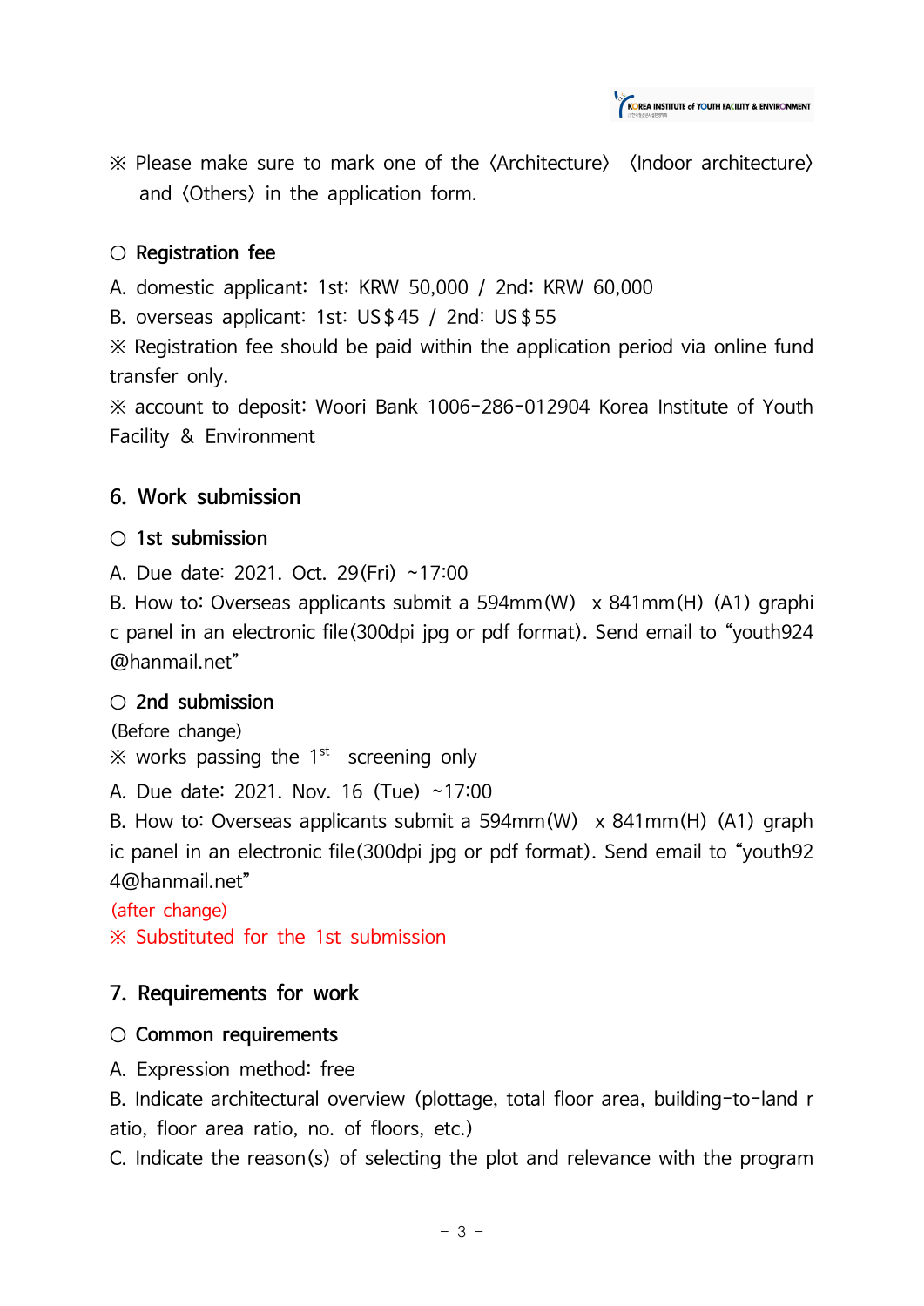※ Please make sure to mark one of the 〈Architecture〉 〈Indoor architecture〉 and 〈Others〉 in the application form.

○ **Registration fee**

A. domestic applicant: 1st: KRW 50,000 / 2nd: KRW 60,000

B. overseas applicant: 1st: US$45 / 2nd: US$55

※ Registration fee should be paid within the application period via online fund transfer only.

※ account to deposit: Woori Bank 1006-286-012904 Korea Institute of Youth Facility & Environment

## 6. Work submission

○ **1st submission**

A. Due date: 2021. Oct. 29(Fri) ~17:00

B. How to: Overseas applicants submit a 594mm(W) x 841mm(H) (A1) graphic panel in an electronic file(300dpi jpg or pdf format). Send email to "youth924@hanmail.net"

○ **2nd submission**

(Before change)

※ works passing the 1st screening only

A. Due date: 2021. Nov. 16 (Tue) ~17:00

B. How to: Overseas applicants submit a 594mm(W) x 841mm(H) (A1) graphic panel in an electronic file(300dpi jpg or pdf format). Send email to "youth924@hanmail.net"

(after change)

※ Substituted for the 1st submission

## 7. Requirements for work

○ **Common requirements**

A. Expression method: free

B. Indicate architectural overview (plottage, total floor area, building-to-land ratio, floor area ratio, no. of floors, etc.)

C. Indicate the reason(s) of selecting the plot and relevance with the program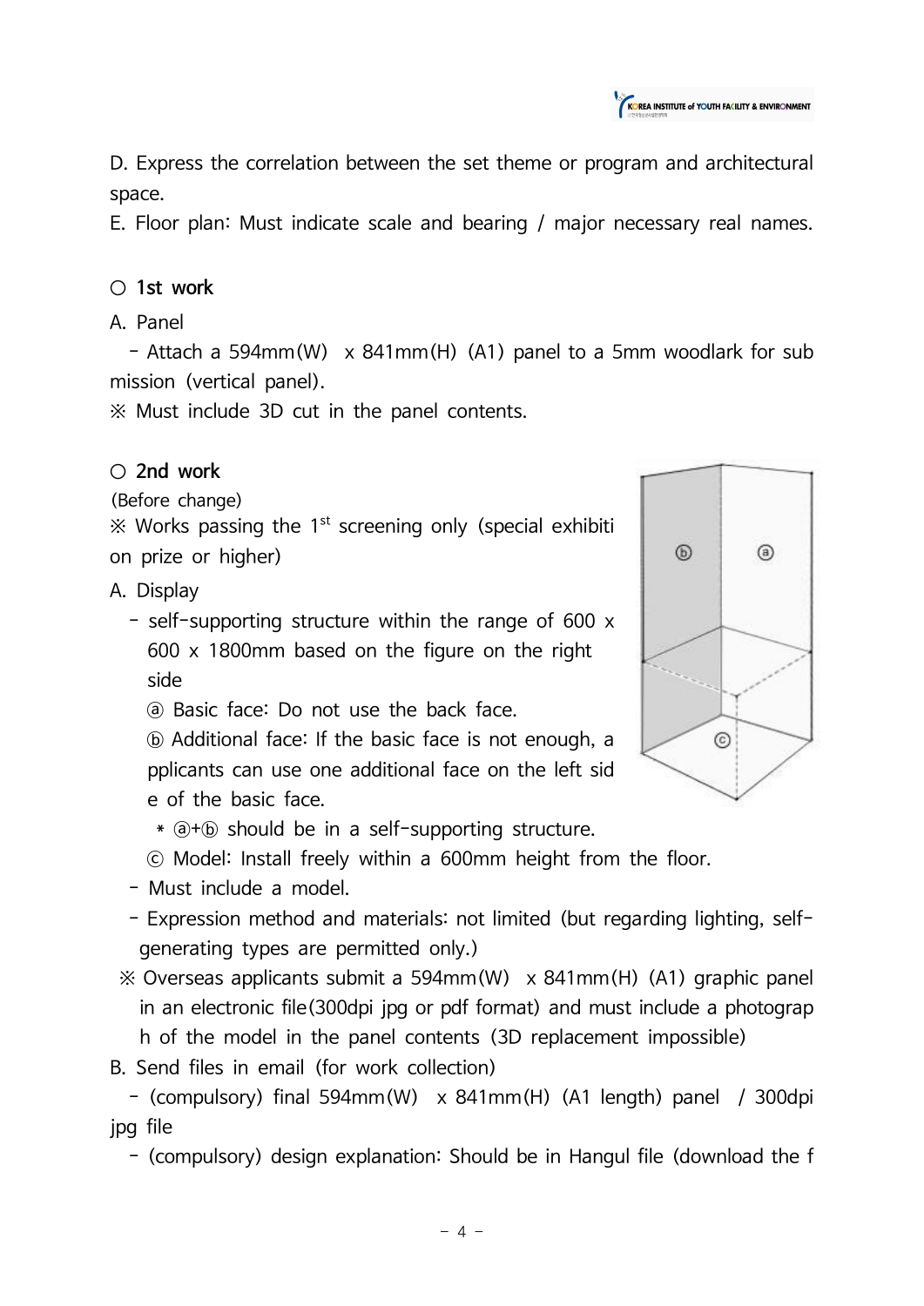D. Express the correlation between the set theme or program and architectural space.

E. Floor plan: Must indicate scale and bearing / major necessary real names.

○ **1st work**

A. Panel

- Attach a 594mm(W) x 841mm(H) (A1) panel to a 5mm woodlark for sub mission (vertical panel).

※ Must include 3D cut in the panel contents.

○ **2nd work**

(Before change)

※ Works passing the 1st screening only (special exhibiti on prize or higher)

A. Display

- self-supporting structure within the range of 600 x 600 x 1800mm based on the figure on the right side
  - ⓐ Basic face: Do not use the back face.
  - ⓑ Additional face: If the basic face is not enough, a pplicants can use one additional face on the left sid e of the basic face.
    - * ⓐ+ⓑ should be in a self-supporting structure.
  - ⓒ Model: Install freely within a 600mm height from the floor.
- Must include a model.
- Expression method and materials: not limited (but regarding lighting, self-generating types are permitted only.)

※ Overseas applicants submit a 594mm(W) x 841mm(H) (A1) graphic panel in an electronic file(300dpi jpg or pdf format) and must include a photograp h of the model in the panel contents (3D replacement impossible)

B. Send files in email (for work collection)

- (compulsory) final 594mm(W) x 841mm(H) (A1 length) panel / 300dpi jpg file
- (compulsory) design explanation: Should be in Hangul file (download the f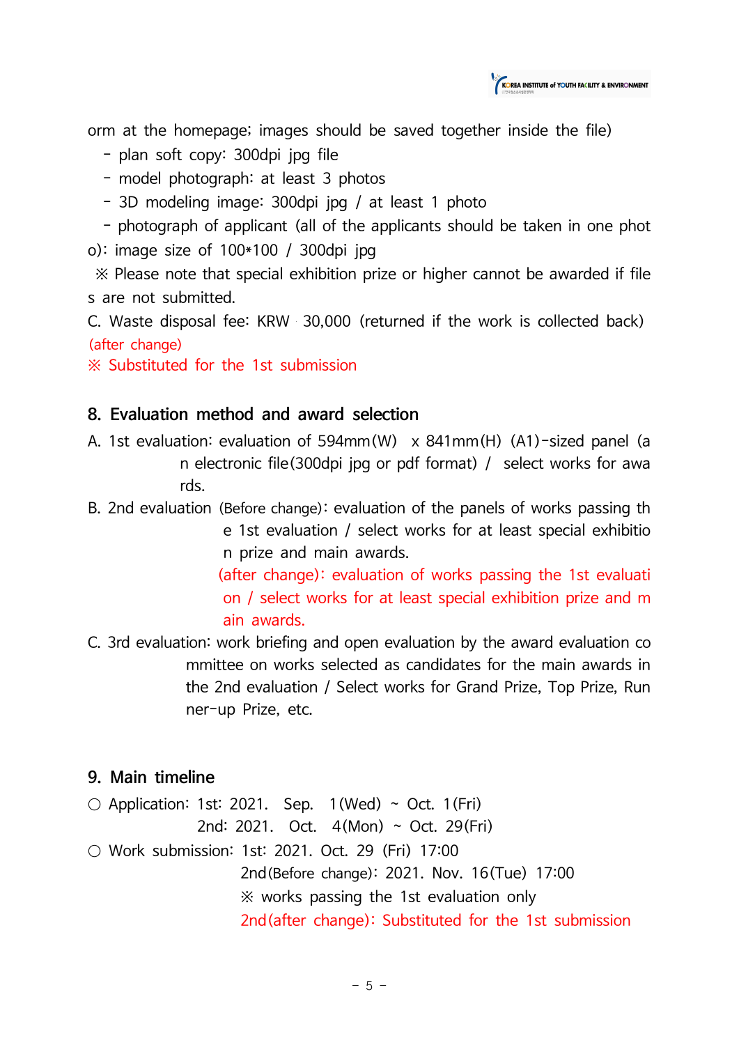orm at the homepage; images should be saved together inside the file)

- plan soft copy: 300dpi jpg file
- model photograph: at least 3 photos
- 3D modeling image: 300dpi jpg / at least 1 photo
- photograph of applicant (all of the applicants should be taken in one photo): image size of 100*100 / 300dpi jpg

※ Please note that special exhibition prize or higher cannot be awarded if files are not submitted.

C. Waste disposal fee: KRW 30,000 (returned if the work is collected back)

(after change)

※ Substituted for the 1st submission

## 8. Evaluation method and award selection

A. 1st evaluation: evaluation of 594mm(W) x 841mm(H) (A1)-sized panel (an electronic file(300dpi jpg or pdf format) / select works for awards.

B. 2nd evaluation (Before change): evaluation of the panels of works passing the 1st evaluation / select works for at least special exhibition prize and main awards.

(after change): evaluation of works passing the 1st evaluation / select works for at least special exhibition prize and main awards.

C. 3rd evaluation: work briefing and open evaluation by the award evaluation committee on works selected as candidates for the main awards in the 2nd evaluation / Select works for Grand Prize, Top Prize, Runner-up Prize, etc.

## 9. Main timeline

○ Application: 1st: 2021. Sep. 1(Wed) ~ Oct. 1(Fri)
2nd: 2021. Oct. 4(Mon) ~ Oct. 29(Fri)

○ Work submission: 1st: 2021. Oct. 29 (Fri) 17:00
2nd(Before change): 2021. Nov. 16(Tue) 17:00
※ works passing the 1st evaluation only
2nd(after change): Substituted for the 1st submission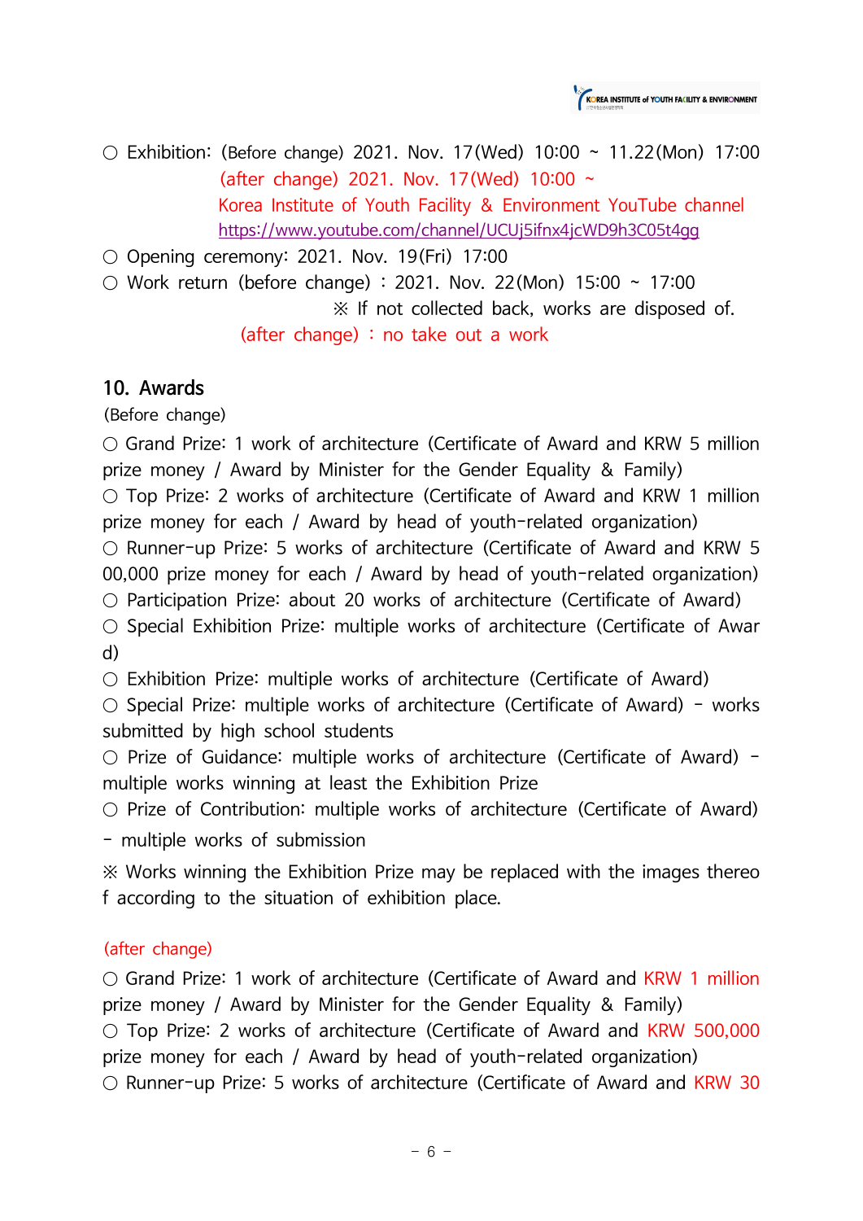○ Exhibition: (Before change) 2021. Nov. 17(Wed) 10:00 ~ 11.22(Mon) 17:00
(after change) 2021. Nov. 17(Wed) 10:00 ~
Korea Institute of Youth Facility & Environment YouTube channel
https://www.youtube.com/channel/UCUj5ifnx4jcWD9h3C05t4gg

○ Opening ceremony: 2021. Nov. 19(Fri) 17:00

○ Work return (before change) : 2021. Nov. 22(Mon) 15:00 ~ 17:00
※ If not collected back, works are disposed of.
(after change) : no take out a work

## 10. Awards

(Before change)

○ Grand Prize: 1 work of architecture (Certificate of Award and KRW 5 million prize money / Award by Minister for the Gender Equality & Family)

○ Top Prize: 2 works of architecture (Certificate of Award and KRW 1 million prize money for each / Award by head of youth-related organization)

○ Runner-up Prize: 5 works of architecture (Certificate of Award and KRW 500,000 prize money for each / Award by head of youth-related organization)

○ Participation Prize: about 20 works of architecture (Certificate of Award)

○ Special Exhibition Prize: multiple works of architecture (Certificate of Award)

○ Exhibition Prize: multiple works of architecture (Certificate of Award)

○ Special Prize: multiple works of architecture (Certificate of Award) - works submitted by high school students

○ Prize of Guidance: multiple works of architecture (Certificate of Award) - multiple works winning at least the Exhibition Prize

○ Prize of Contribution: multiple works of architecture (Certificate of Award) - multiple works of submission

※ Works winning the Exhibition Prize may be replaced with the images thereof according to the situation of exhibition place.

(after change)

○ Grand Prize: 1 work of architecture (Certificate of Award and KRW 1 million prize money / Award by Minister for the Gender Equality & Family)

○ Top Prize: 2 works of architecture (Certificate of Award and KRW 500,000 prize money for each / Award by head of youth-related organization)

○ Runner-up Prize: 5 works of architecture (Certificate of Award and KRW 30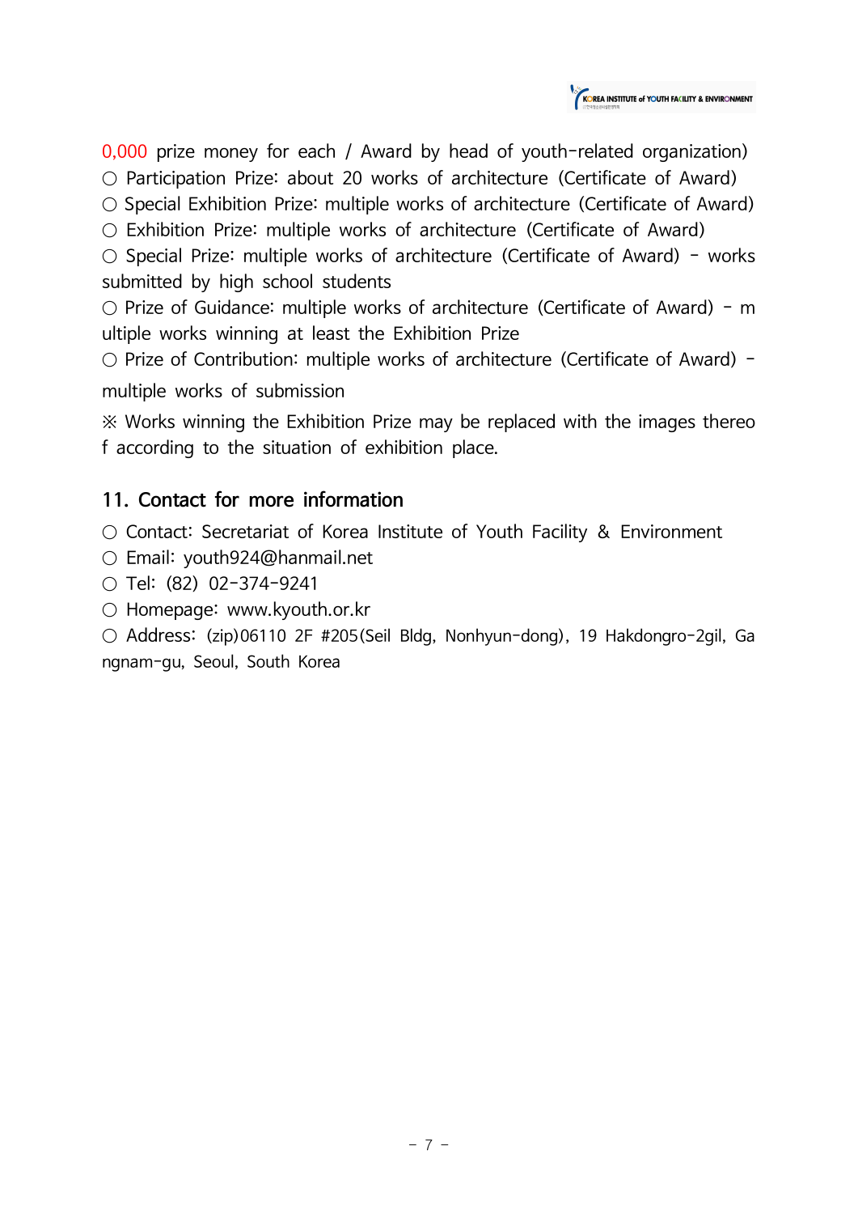0,000 prize money for each / Award by head of youth-related organization)

○ Participation Prize: about 20 works of architecture (Certificate of Award)

○ Special Exhibition Prize: multiple works of architecture (Certificate of Award)

○ Exhibition Prize: multiple works of architecture (Certificate of Award)

○ Special Prize: multiple works of architecture (Certificate of Award) - works submitted by high school students

○ Prize of Guidance: multiple works of architecture (Certificate of Award) - multiple works winning at least the Exhibition Prize

○ Prize of Contribution: multiple works of architecture (Certificate of Award) - multiple works of submission

※ Works winning the Exhibition Prize may be replaced with the images thereof according to the situation of exhibition place.

## 11. Contact for more information

○ Contact: Secretariat of Korea Institute of Youth Facility & Environment

○ Email: youth924@hanmail.net

○ Tel: (82) 02-374-9241

○ Homepage: www.kyouth.or.kr

○ Address: (zip)06110 2F #205(Seil Bldg, Nonhyun-dong), 19 Hakdongro-2gil, Gangnam-gu, Seoul, South Korea